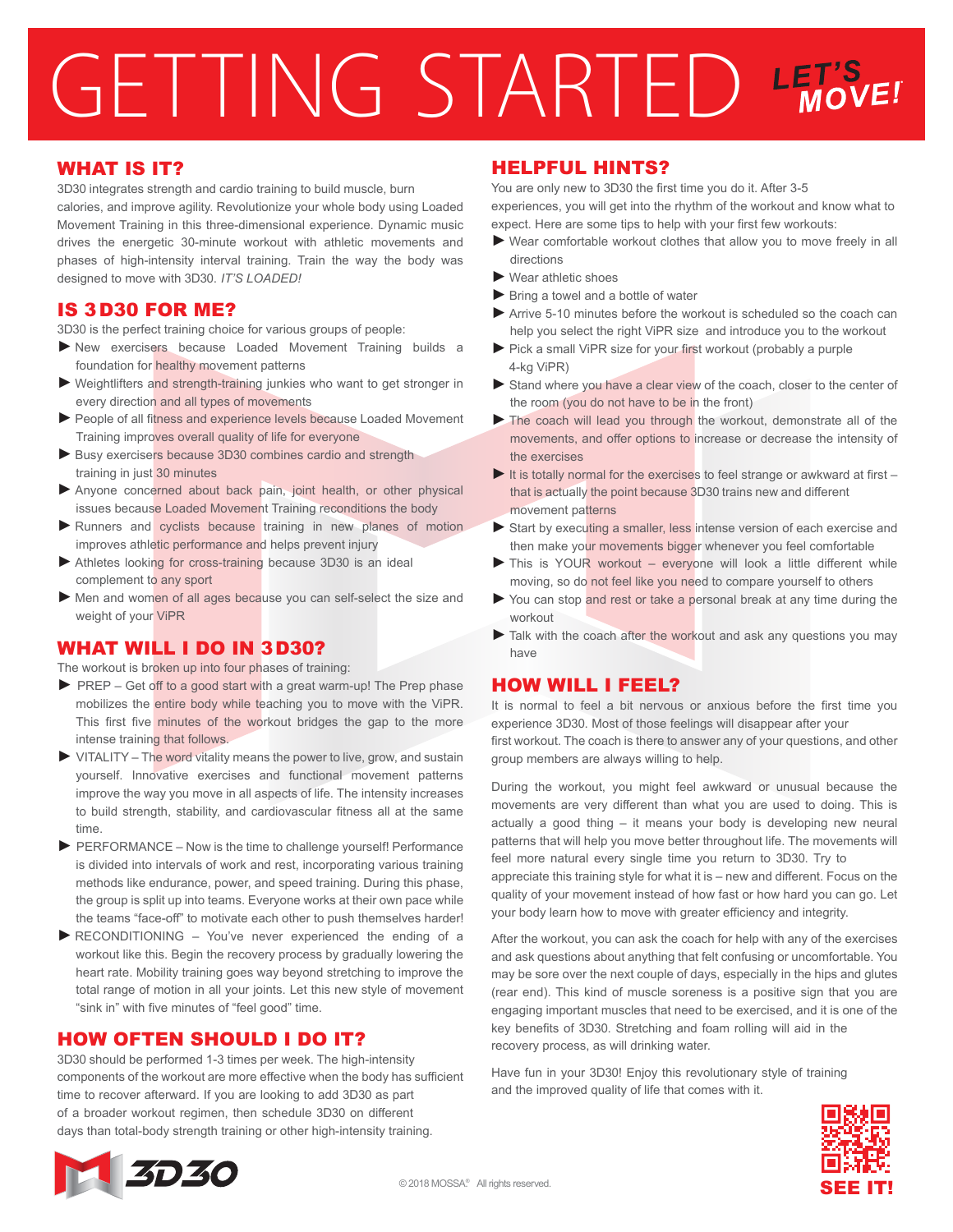# GETTING STARTED

*LET'S MOVE!*

## WHAT IS IT?

3D30 integrates strength and cardio training to build muscle, burn calories, and improve agility. Revolutionize your whole body using Loaded Movement Training in this three-dimensional experience. Dynamic music drives the energetic 30-minute workout with athletic movements and phases of high-intensity interval training. Train the way the body was designed to move with 3D30. *IT'S LOADED!*

## IS 3D30 FOR ME?

3D30 is the perfect training choice for various groups of people:

- New exercisers because Loaded Movement Training builds a foundation for healthy movement patterns
- Weightlifters and strength-training junkies who want to get stronger in every direction and all types of movements
- People of all fitness and experience levels because Loaded Movement Training improves overall quality of life for everyone
- Busy exercisers because 3D30 combines cardio and strength training in just 30 minutes
- Anyone concerned about back pain, joint health, or other physical issues because Loaded Movement Training reconditions the body
- Runners and cyclists because training in new planes of motion improves athletic performance and helps prevent injury
- Athletes looking for cross-training because 3D30 is an ideal complement to any sport
- Men and women of all ages because you can self-select the size and weight of your ViPR

## WHAT WILL I DO IN 3D30?

The workout is broken up into four phases of training:

- PREP – Get off to a good start with a great warm-up! The Prep phase mobilizes the entire body while teaching you to move with the ViPR. This first five minutes of the workout bridges the gap to the more intense training that follows.
- VITALITY – The word vitality means the power to live, grow, and sustain yourself. Innovative exercises and functional movement patterns improve the way you move in all aspects of life. The intensity increases to build strength, stability, and cardiovascular fitness all at the same time.
- PERFORMANCE – Now is the time to challenge yourself! Performance is divided into intervals of work and rest, incorporating various training methods like endurance, power, and speed training. During this phase, the group is split up into teams. Everyone works at their own pace while the teams "face-off" to motivate each other to push themselves harder!
- RECONDITIONING – You've never experienced the ending of a workout like this. Begin the recovery process by gradually lowering the heart rate. Mobility training goes way beyond stretching to improve the total range of motion in all your joints. Let this new style of movement "sink in" with five minutes of "feel good" time.

## HOW OFTEN SHOULD I DO IT?

3D30 should be performed 1-3 times per week. The high-intensity components of the workout are more effective when the body has sufficient time to recover afterward. If you are looking to add 3D30 as part of a broader workout regimen, then schedule 3D30 on different days than total-body strength training or other high-intensity training.

## HELPFUL HINTS?

You are only new to 3D30 the first time you do it. After 3-5 experiences, you will get into the rhythm of the workout and know what to expect. Here are some tips to help with your first few workouts:

- Wear comfortable workout clothes that allow you to move freely in all directions
- Wear athletic shoes
- Bring a towel and a bottle of water
- Arrive 5-10 minutes before the workout is scheduled so the coach can help you select the right ViPR size and introduce you to the workout
- Pick a small ViPR size for your first workout (probably a purple 4-kg ViPR)
- Stand where you have a clear view of the coach, closer to the center of the room (you do not have to be in the front)
- The coach will lead you through the workout, demonstrate all of the movements, and offer options to increase or decrease the intensity of the exercises
- It is totally normal for the exercises to feel strange or awkward at first – that is actually the point because 3D30 trains new and different movement patterns
- Start by executing a smaller, less intense version of each exercise and then make your movements bigger whenever you feel comfortable
- This is YOUR workout – everyone will look a little different while moving, so do not feel like you need to compare yourself to others
- You can stop and rest or take a personal break at any time during the workout
- Talk with the coach after the workout and ask any questions you may have

## HOW WILL I FEEL?

It is normal to feel a bit nervous or anxious before the first time you experience 3D30. Most of those feelings will disappear after your first workout. The coach is there to answer any of your questions, and other group members are always willing to help.

During the workout, you might feel awkward or unusual because the movements are very different than what you are used to doing. This is actually a good thing – it means your body is developing new neural patterns that will help you move better throughout life. The movements will feel more natural every single time you return to 3D30. Try to appreciate this training style for what it is – new and different. Focus on the quality of your movement instead of how fast or how hard you can go. Let your body learn how to move with greater efficiency and integrity.

After the workout, you can ask the coach for help with any of the exercises and ask questions about anything that felt confusing or uncomfortable. You may be sore over the next couple of days, especially in the hips and glutes (rear end). This kind of muscle soreness is a positive sign that you are engaging important muscles that need to be exercised, and it is one of the key benefits of 3D30. Stretching and foam rolling will aid in the recovery process, as will drinking water.

Have fun in your 3D30! Enjoy this revolutionary style of training and the improved quality of life that comes with it.

3D30

© 2018 MOSSA® All rights reserved.

SEE IT!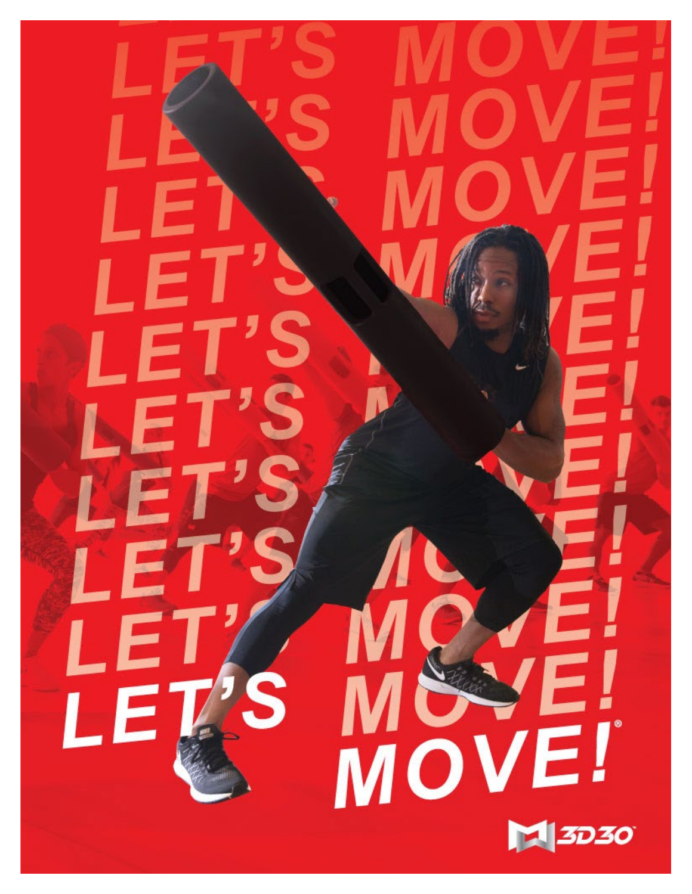LET'S MOVE!

LET'S MOVE!

LET'S MOVE!

LET'S MOVE!

LET'S MOVE!

LET'S MOVE!

LET'S MOVE!

LET'S MOVE!

LET'S MOVE!

LET'S MOVE!

LET'S MOVE!®

3D30